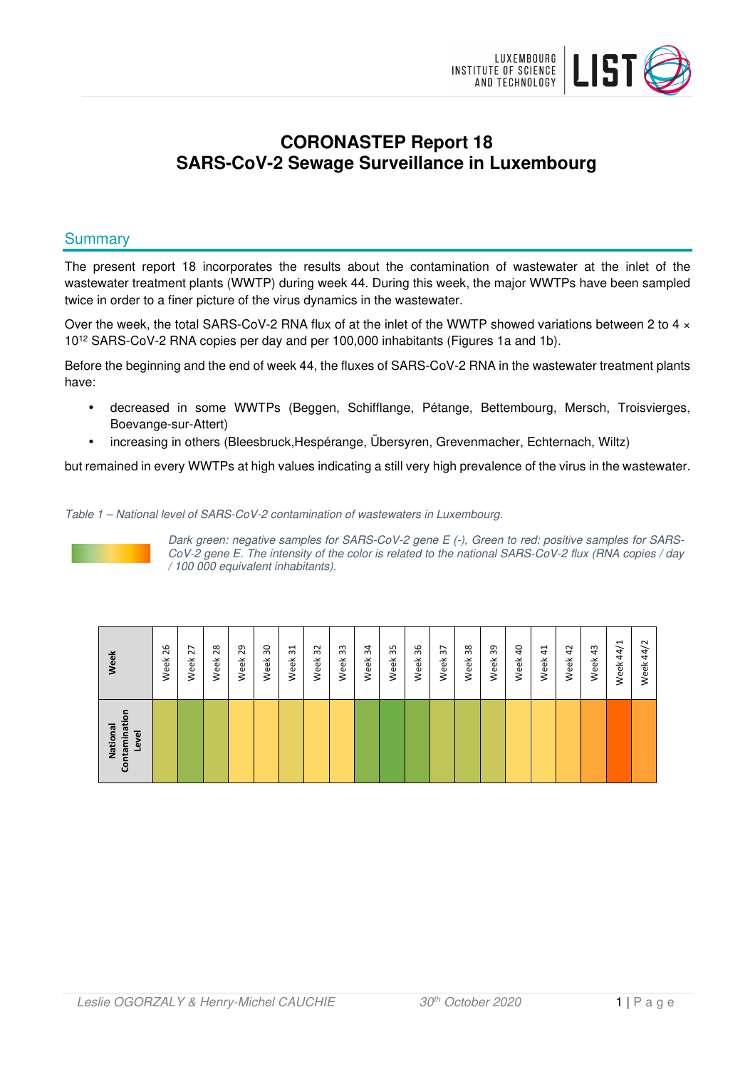# CORONASTEP Report 18
# SARS-CoV-2 Sewage Surveillance in Luxembourg

## Summary

The present report 18 incorporates the results about the contamination of wastewater at the inlet of the wastewater treatment plants (WWTP) during week 44. During this week, the major WWTPs have been sampled twice in order to a finer picture of the virus dynamics in the wastewater.

Over the week, the total SARS-CoV-2 RNA flux of at the inlet of the WWTP showed variations between 2 to 4 × $10^{12}$ SARS-CoV-2 RNA copies per day and per 100,000 inhabitants (Figures 1a and 1b).

Before the beginning and the end of week 44, the fluxes of SARS-CoV-2 RNA in the wastewater treatment plants have:

- decreased in some WWTPs (Beggen, Schifflange, Pétange, Bettembourg, Mersch, Troisvierges, Boevange-sur-Attert)
- increasing in others (Bleesbruck,Hespérange, Übersyren, Grevenmacher, Echternach, Wiltz)

but remained in every WWTPs at high values indicating a still very high prevalence of the virus in the wastewater.

*Table 1 – National level of SARS-CoV-2 contamination of wastewaters in Luxembourg.*

*Dark green: negative samples for SARS-CoV-2 gene E (-), Green to red: positive samples for SARS-CoV-2 gene E. The intensity of the color is related to the national SARS-CoV-2 flux (RNA copies / day / 100 000 equivalent inhabitants).*

| Week | Week 26 | Week 27 | Week 28 | Week 29 | Week 30 | Week 31 | Week 32 | Week 33 | Week 34 | Week 35 | Week 36 | Week 37 | Week 38 | Week 39 | Week 40 | Week 41 | Week 42 | Week 43 | Week 44/1 | Week 44/2 |
|---|---|---|---|---|---|---|---|---|---|---|---|---|---|---|---|---|---|---|---|---|
| National Contamination Level | | | | | | | | | | | | | | | | | | | | |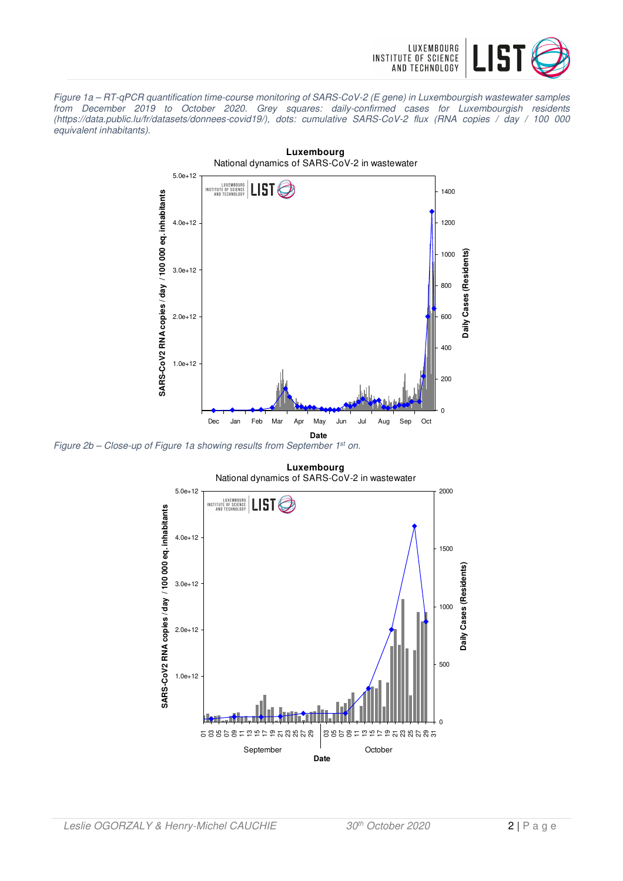*Figure 1a – RT-qPCR quantification time-course monitoring of SARS-CoV-2 (E gene) in Luxembourgish wastewater samples from December 2019 to October 2020. Grey squares: daily-confirmed cases for Luxembourgish residents (https://data.public.lu/fr/datasets/donnees-covid19/), dots: cumulative SARS-CoV-2 flux (RNA copies / day / 100 000 equivalent inhabitants).*

*Figure 2b – Close-up of Figure 1a showing results from September 1[st] on.*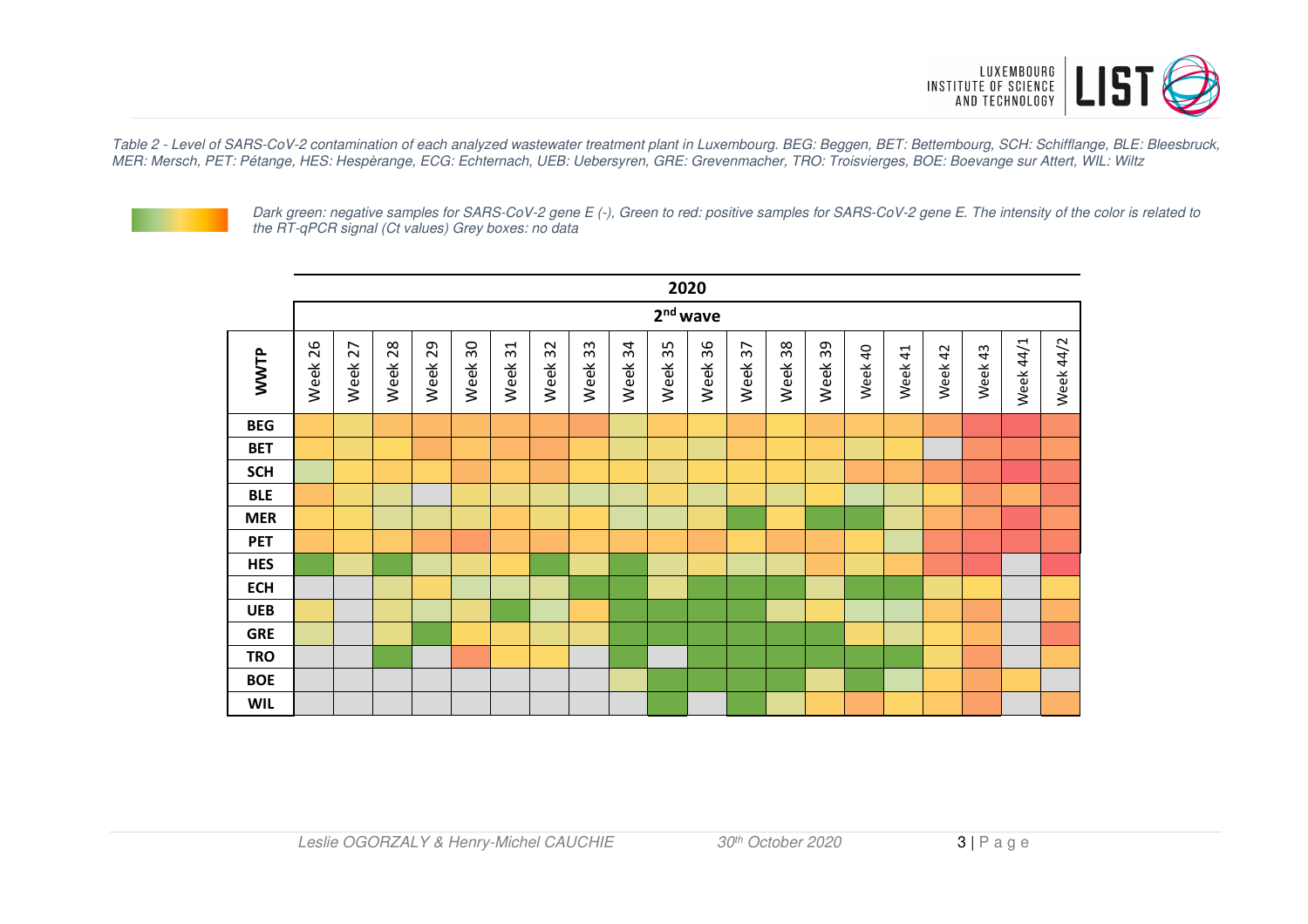*Table 2 - Level of SARS-CoV-2 contamination of each analyzed wastewater treatment plant in Luxembourg. BEG: Beggen, BET: Bettembourg, SCH: Schifflange, BLE: Bleesbruck, MER: Mersch, PET: Pétange, HES: Hespèrange, ECG: Echternach, UEB: Uebersyren, GRE: Grevenmacher, TRO: Troisvierges, BOE: Boevange sur Attert, WIL: Wiltz*

*Dark green: negative samples for SARS-CoV-2 gene E (-), Green to red: positive samples for SARS-CoV-2 gene E. The intensity of the color is related to the RT-qPCR signal (Ct values) Grey boxes: no data*

| | 2020 | | | | | | | | | | | | | | | | | | | |
|---|---|---|---|---|---|---|---|---|---|---|---|---|---|---|---|---|---|---|---|---|
| | 2[nd] wave | | | | | | | | | | | | | | | | | | | |
| **WWTP** | Week 26 | Week 27 | Week 28 | Week 29 | Week 30 | Week 31 | Week 32 | Week 33 | Week 34 | Week 35 | Week 36 | Week 37 | Week 38 | Week 39 | Week 40 | Week 41 | Week 42 | Week 43 | Week 44/1 | Week 44/2 |
| **BEG** | | | | | | | | | | | | | | | | | | | | |
| **BET** | | | | | | | | | | | | | | | | | | | | |
| **SCH** | | | | | | | | | | | | | | | | | | | | |
| **BLE** | | | | | | | | | | | | | | | | | | | | |
| **MER** | | | | | | | | | | | | | | | | | | | | |
| **PET** | | | | | | | | | | | | | | | | | | | | |
| **HES** | | | | | | | | | | | | | | | | | | | | |
| **ECH** | | | | | | | | | | | | | | | | | | | | |
| **UEB** | | | | | | | | | | | | | | | | | | | | |
| **GRE** | | | | | | | | | | | | | | | | | | | | |
| **TRO** | | | | | | | | | | | | | | | | | | | | |
| **BOE** | | | | | | | | | | | | | | | | | | | | |
| **WIL** | | | | | | | | | | | | | | | | | | | | |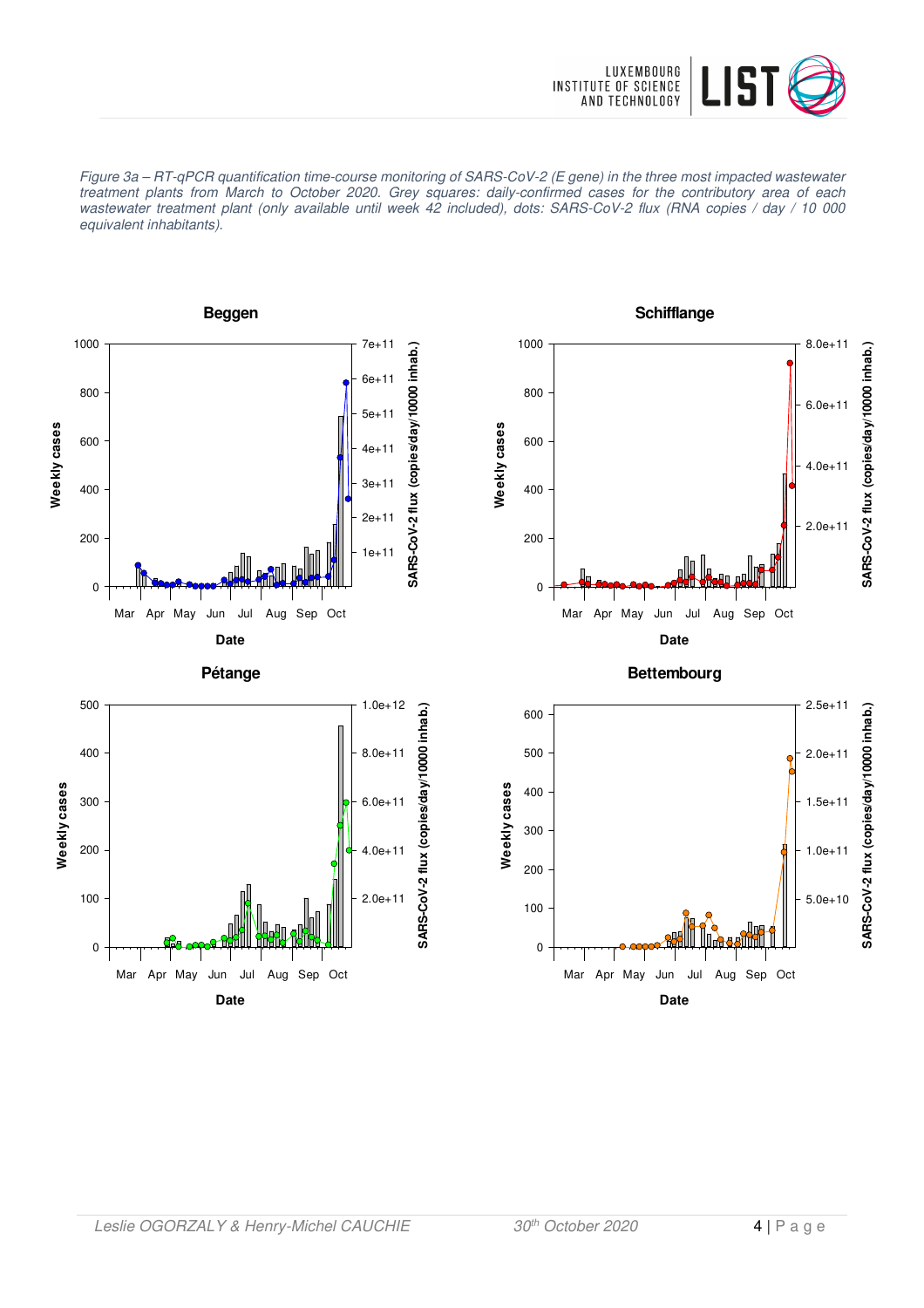*Figure 3a – RT-qPCR quantification time-course monitoring of SARS-CoV-2 (E gene) in the three most impacted wastewater treatment plants from March to October 2020. Grey squares: daily-confirmed cases for the contributory area of each wastewater treatment plant (only available until week 42 included), dots: SARS-CoV-2 flux (RNA copies / day / 10 000 equivalent inhabitants).*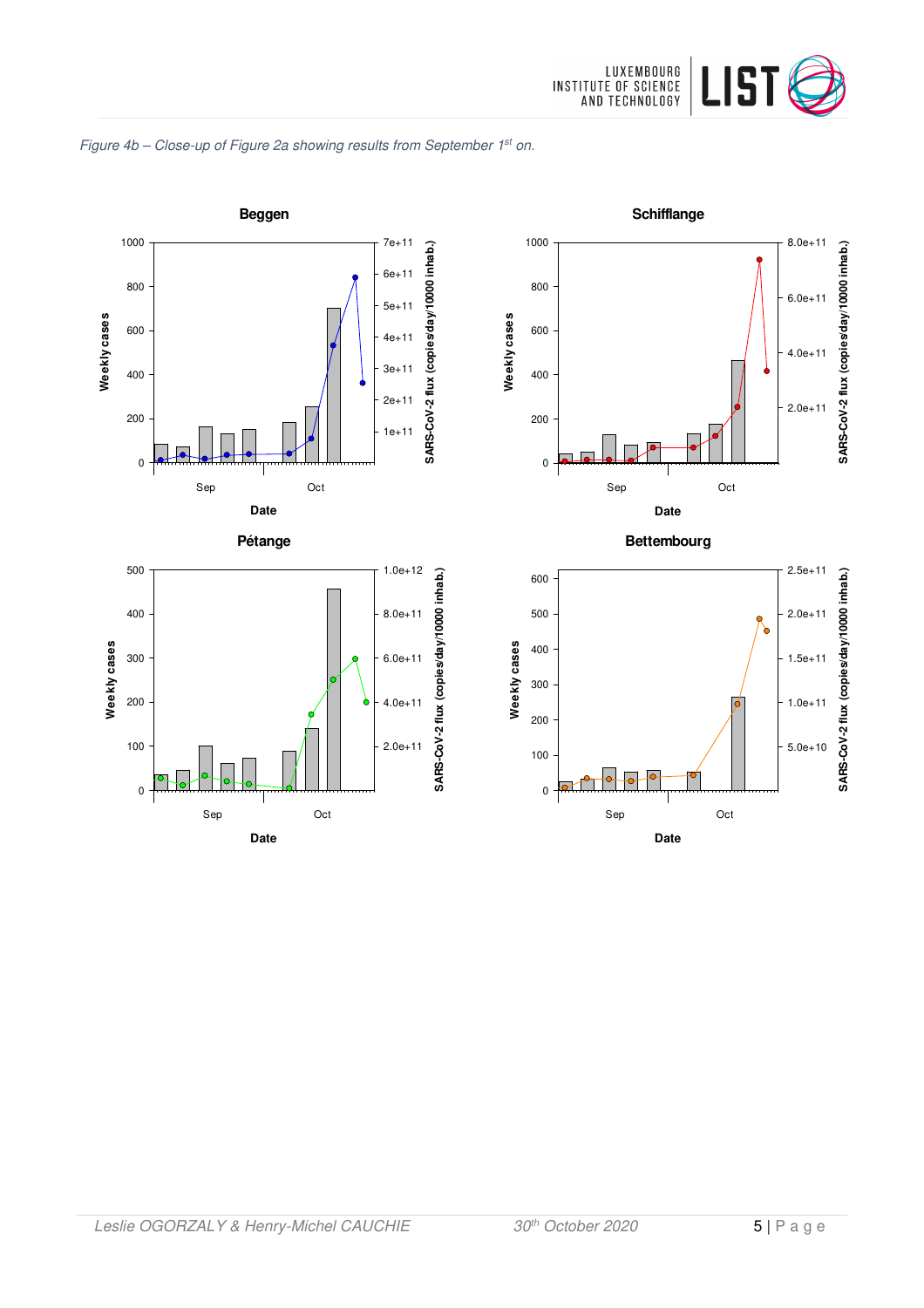*Figure 4b – Close-up of Figure 2a showing results from September 1st on.*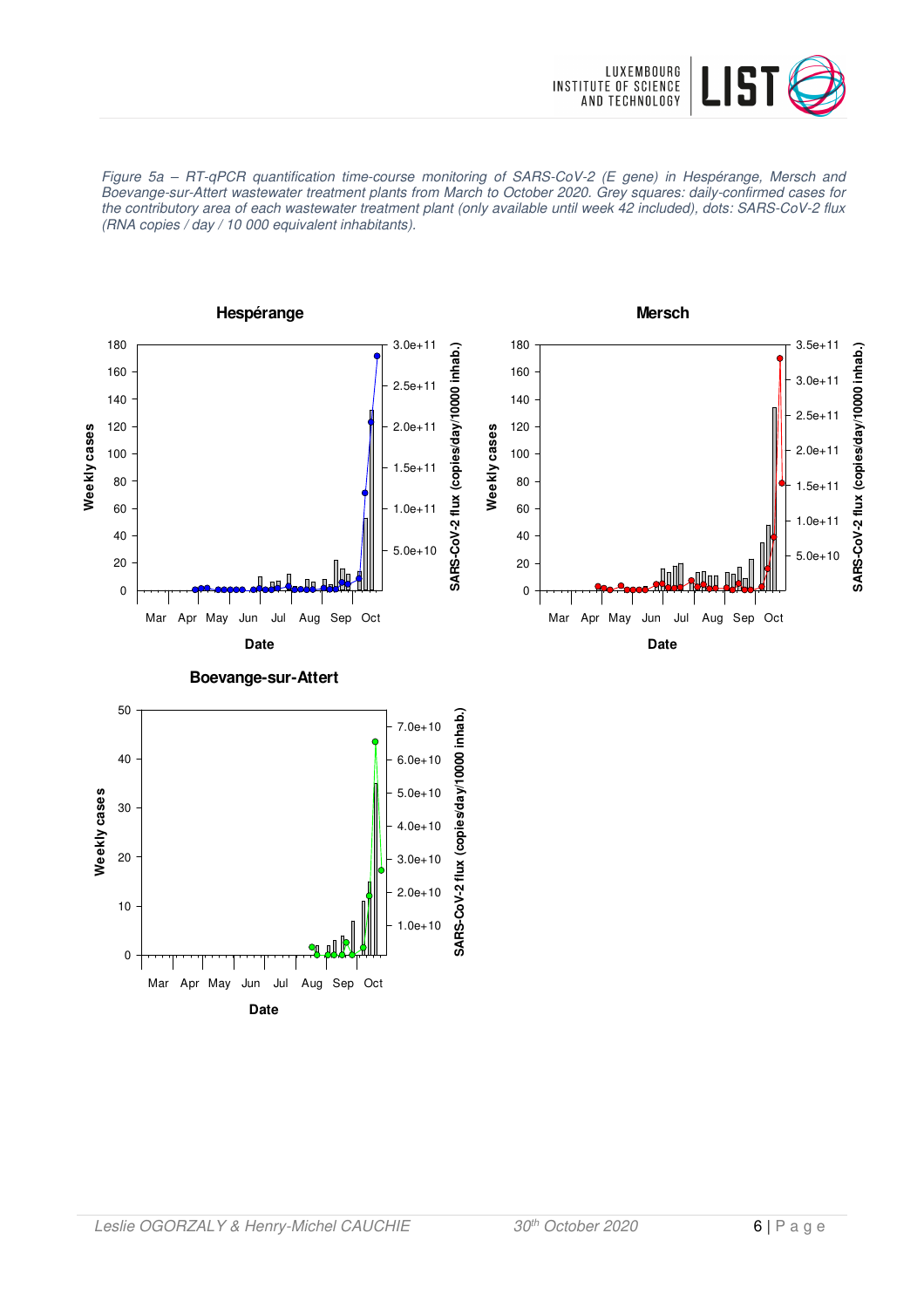*Figure 5a – RT-qPCR quantification time-course monitoring of SARS-CoV-2 (E gene) in Hespérange, Mersch and Boevange-sur-Attert wastewater treatment plants from March to October 2020. Grey squares: daily-confirmed cases for the contributory area of each wastewater treatment plant (only available until week 42 included), dots: SARS-CoV-2 flux (RNA copies / day / 10 000 equivalent inhabitants).*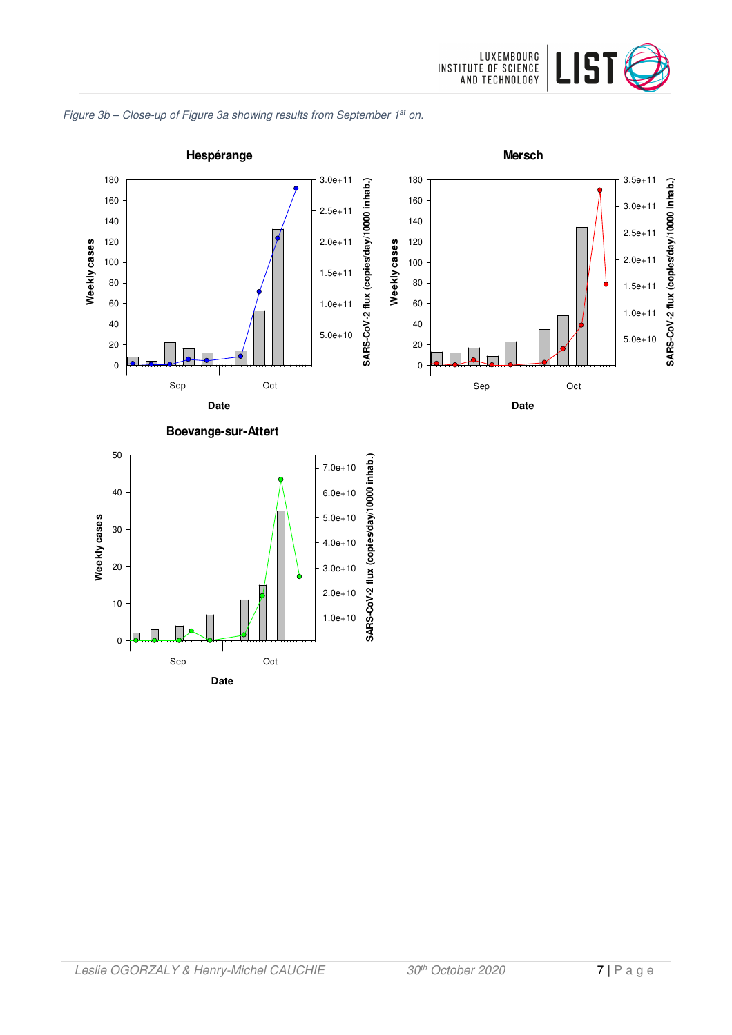*Figure 3b – Close-up of Figure 3a showing results from September 1st on.*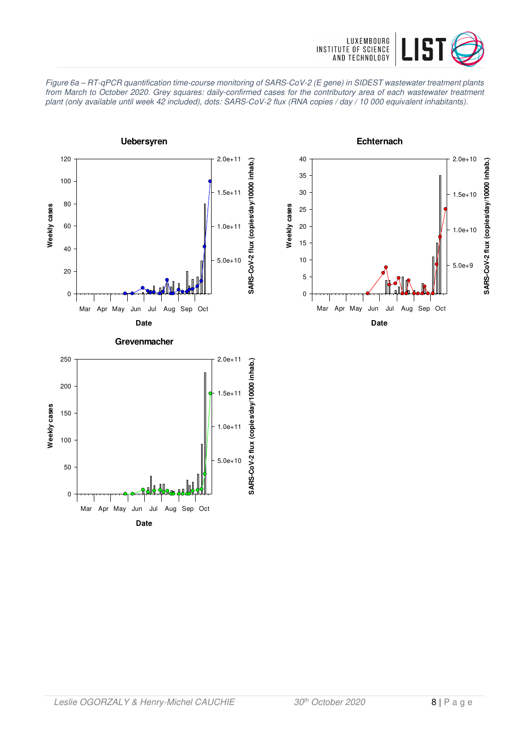*Figure 6a – RT-qPCR quantification time-course monitoring of SARS-CoV-2 (E gene) in SIDEST wastewater treatment plants from March to October 2020. Grey squares: daily-confirmed cases for the contributory area of each wastewater treatment plant (only available until week 42 included), dots: SARS-CoV-2 flux (RNA copies / day / 10 000 equivalent inhabitants).*

**Uebersyren**

**Echternach**

**Grevenmacher**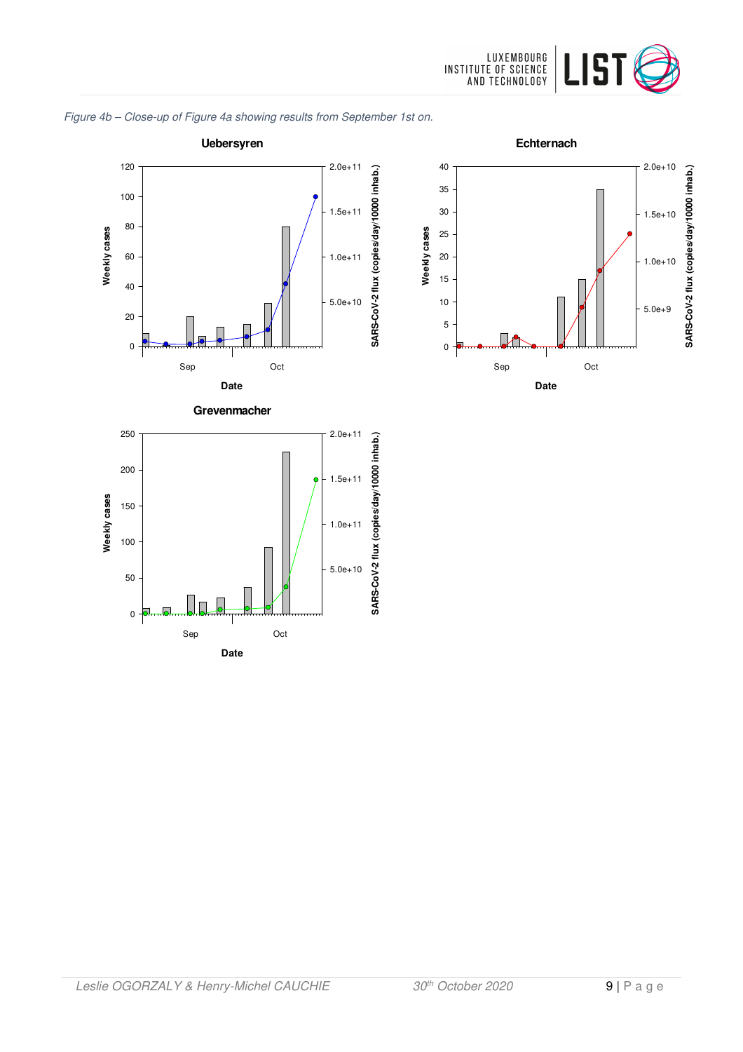*Figure 4b – Close-up of Figure 4a showing results from September 1st on.*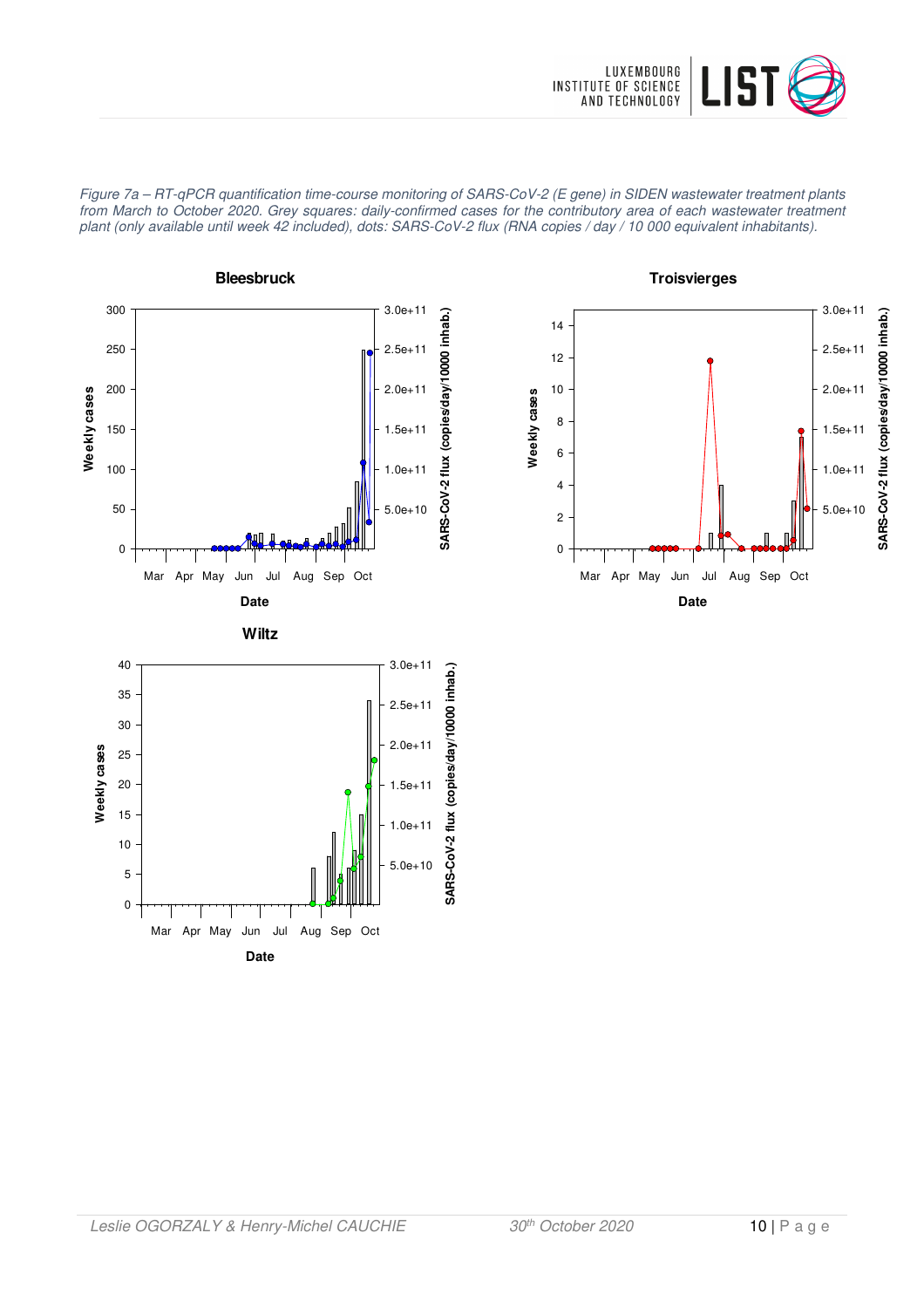*Figure 7a – RT-qPCR quantification time-course monitoring of SARS-CoV-2 (E gene) in SIDEN wastewater treatment plants from March to October 2020. Grey squares: daily-confirmed cases for the contributory area of each wastewater treatment plant (only available until week 42 included), dots: SARS-CoV-2 flux (RNA copies / day / 10 000 equivalent inhabitants).*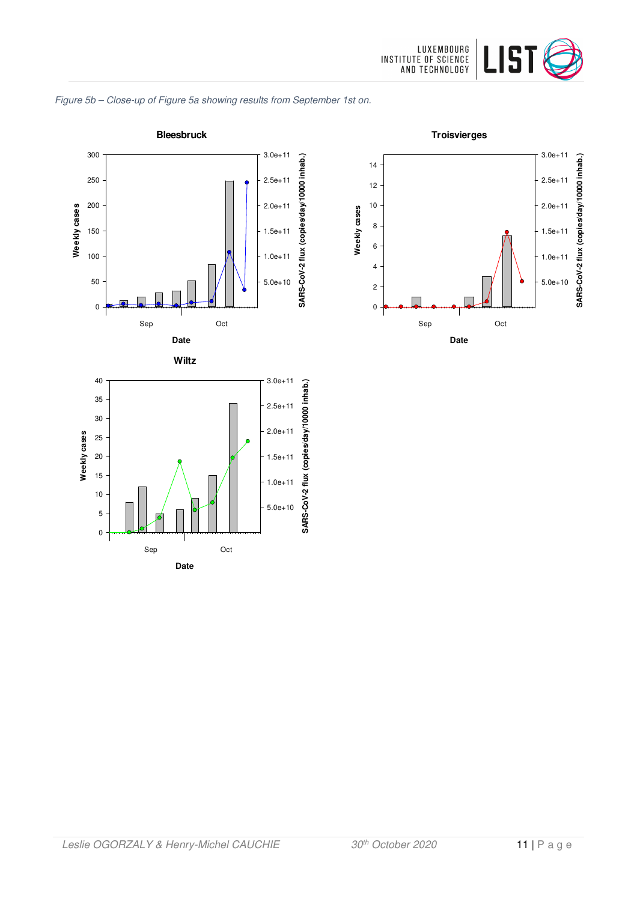*Figure 5b – Close-up of Figure 5a showing results from September 1st on.*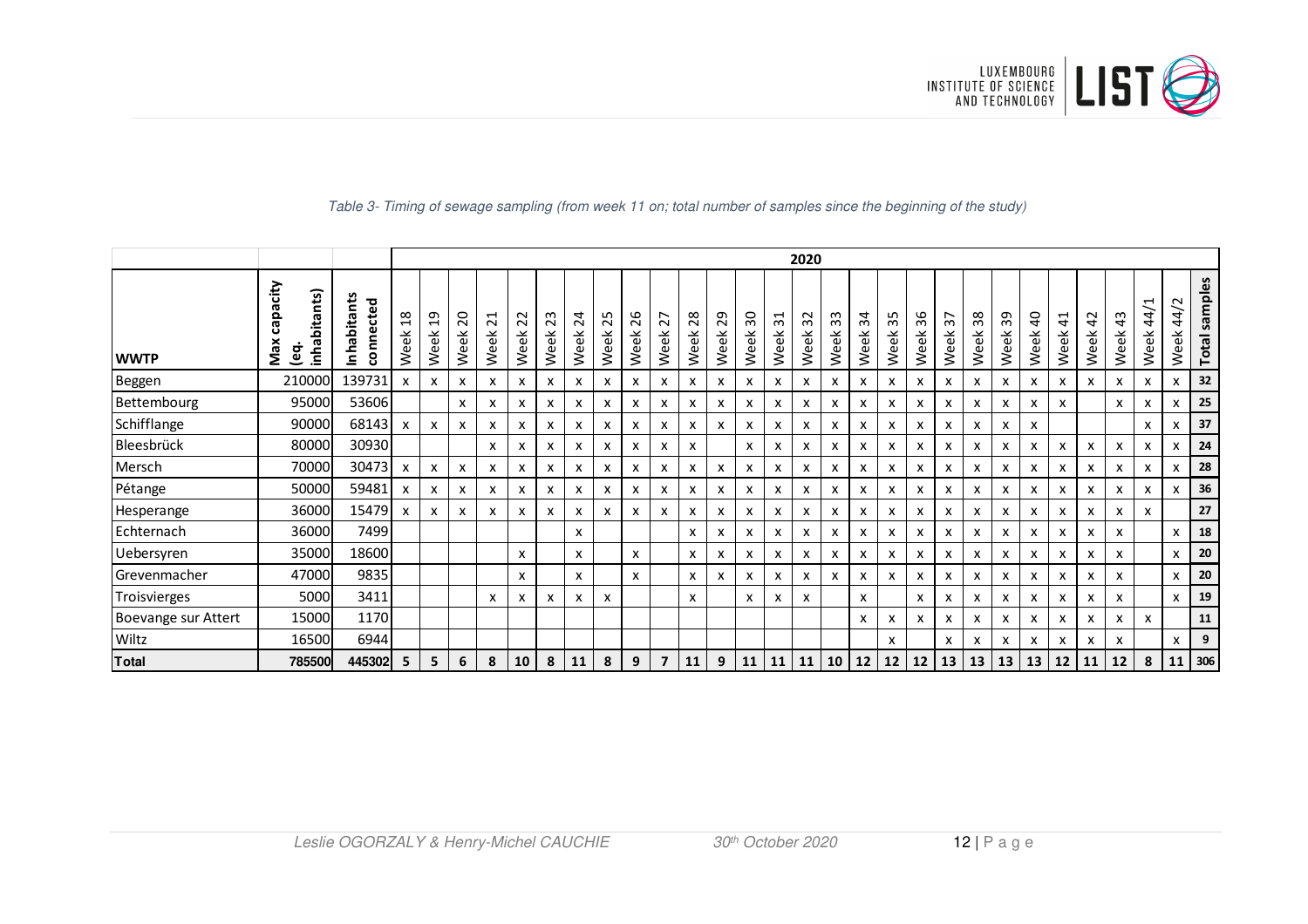*Table 3- Timing of sewage sampling (from week 11 on; total number of samples since the beginning of the study)*

| | | | 2020 | | | | | | | | | | | | | | | | | | | | | | | | | | | | |
|---|---|---|---|---|---|---|---|---|---|---|---|---|---|---|---|---|---|---|---|---|---|---|---|---|---|---|---|---|---|---|---|
| **WWTP** | **Max capacity (eq. inhabitants)** | **Inhabitants connected** | Week 18 | Week 19 | Week 20 | Week 21 | Week 22 | Week 23 | Week 24 | Week 25 | Week 26 | Week 27 | Week 28 | Week 29 | Week 30 | Week 31 | Week 32 | Week 33 | Week 34 | Week 35 | Week 36 | Week 37 | Week 38 | Week 39 | Week 40 | Week 41 | Week 42 | Week 43 | Week 44/1 | Week 44/2 | **Total samples** |
| Beggen | 210000 | 139731 | x | x | x | x | x | x | x | x | x | x | x | x | x | x | x | x | x | x | x | x | x | x | x | x | x | x | x | x | **32** |
| Bettembourg | 95000 | 53606 | | | x | x | x | x | x | x | x | x | x | x | x | x | x | x | x | x | x | x | x | x | x | x | | x | x | x | **25** |
| Schifflange | 90000 | 68143 | x | x | x | x | x | x | x | x | x | x | x | x | x | x | x | x | x | x | x | x | x | x | x | | | | x | x | **37** |
| Bleesbrück | 80000 | 30930 | | | | x | x | x | x | x | x | x | x | | x | x | x | x | x | x | x | x | x | x | x | x | x | x | x | x | **24** |
| Mersch | 70000 | 30473 | x | x | x | x | x | x | x | x | x | x | x | x | x | x | x | x | x | x | x | x | x | x | x | x | x | x | x | x | **28** |
| Pétange | 50000 | 59481 | x | x | x | x | x | x | x | x | x | x | x | x | x | x | x | x | x | x | x | x | x | x | x | x | x | x | x | x | **36** |
| Hesperange | 36000 | 15479 | x | x | x | x | x | x | x | x | x | x | x | x | x | x | x | x | x | x | x | x | x | x | x | x | x | x | x | | **27** |
| Echternach | 36000 | 7499 | | | | | | | x | | | | x | x | x | x | x | x | x | x | x | x | x | x | x | x | x | x | | x | **18** |
| Uebersyren | 35000 | 18600 | | | | | x | | x | | x | | x | x | x | x | x | x | x | x | x | x | x | x | x | x | x | x | | x | **20** |
| Grevenmacher | 47000 | 9835 | | | | | x | | x | | x | | x | x | x | x | x | x | x | x | x | x | x | x | x | x | x | x | | x | **20** |
| Troisvierges | 5000 | 3411 | | | | x | x | x | x | x | | | x | | x | x | x | | x | | x | x | x | x | x | x | x | x | | x | **19** |
| Boevange sur Attert | 15000 | 1170 | | | | | | | | | | | | | | | | | x | x | x | x | x | x | x | x | x | x | x | | **11** |
| Wiltz | 16500 | 6944 | | | | | | | | | | | | | | | | | | x | | x | x | x | x | x | x | x | | x | **9** |
| **Total** | **785500** | **445302** | **5** | **5** | **6** | **8** | **10** | **8** | **11** | **8** | **9** | **7** | **11** | **9** | **11** | **11** | **11** | **10** | **12** | **12** | **12** | **13** | **13** | **13** | **13** | **12** | **11** | **12** | **8** | **11** | **306** |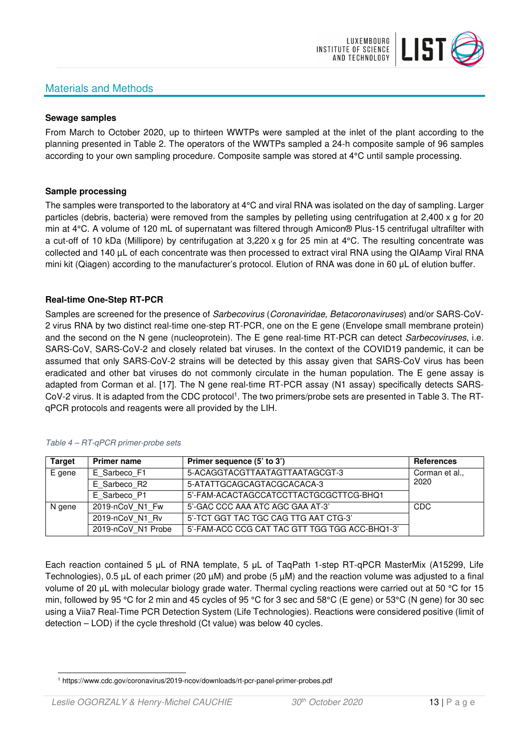## Materials and Methods

**Sewage samples**

From March to October 2020, up to thirteen WWTPs were sampled at the inlet of the plant according to the planning presented in Table 2. The operators of the WWTPs sampled a 24-h composite sample of 96 samples according to your own sampling procedure. Composite sample was stored at 4°C until sample processing.

**Sample processing**

The samples were transported to the laboratory at 4°C and viral RNA was isolated on the day of sampling. Larger particles (debris, bacteria) were removed from the samples by pelleting using centrifugation at 2,400 x g for 20 min at 4°C. A volume of 120 mL of supernatant was filtered through Amicon® Plus-15 centrifugal ultrafilter with a cut-off of 10 kDa (Millipore) by centrifugation at 3,220 x g for 25 min at 4°C. The resulting concentrate was collected and 140 µL of each concentrate was then processed to extract viral RNA using the QIAamp Viral RNA mini kit (Qiagen) according to the manufacturer's protocol. Elution of RNA was done in 60 µL of elution buffer.

**Real-time One-Step RT-PCR**

Samples are screened for the presence of *Sarbecovirus* (*Coronaviridae, Betacoronaviruses*) and/or SARS-CoV-2 virus RNA by two distinct real-time one-step RT-PCR, one on the E gene (Envelope small membrane protein) and the second on the N gene (nucleoprotein). The E gene real-time RT-PCR can detect *Sarbecoviruses*, i.e. SARS-CoV, SARS-CoV-2 and closely related bat viruses. In the context of the COVID19 pandemic, it can be assumed that only SARS-CoV-2 strains will be detected by this assay given that SARS-CoV virus has been eradicated and other bat viruses do not commonly circulate in the human population. The E gene assay is adapted from Corman et al. [17]. The N gene real-time RT-PCR assay (N1 assay) specifically detects SARS-CoV-2 virus. It is adapted from the CDC protocol[1]. The two primers/probe sets are presented in Table 3. The RT-qPCR protocols and reagents were all provided by the LIH.

*Table 4 – RT-qPCR primer-probe sets*

| Target | Primer name | Primer sequence (5' to 3') | References |
|---|---|---|---|
| E gene | E_Sarbeco_F1 | 5-ACAGGTACGTTAATAGTTAATAGCGT-3 | Corman et al., 2020 |
| | E_Sarbeco_R2 | 5-ATATTGCAGCAGTACGCACACA-3 | |
| | E_Sarbeco_P1 | 5'-FAM-ACACTAGCCATCCTTACTGCGCTTCG-BHQ1 | |
| N gene | 2019-nCoV_N1_Fw | 5'-GAC CCC AAA ATC AGC GAA AT-3' | CDC |
| | 2019-nCoV_N1_Rv | 5'-TCT GGT TAC TGC CAG TTG AAT CTG-3' | |
| | 2019-nCoV_N1 Probe | 5'-FAM-ACC CCG CAT TAC GTT TGG TGG ACC-BHQ1-3' | |

Each reaction contained 5 µL of RNA template, 5 µL of TaqPath 1-step RT-qPCR MasterMix (A15299, Life Technologies), 0.5 µL of each primer (20 µM) and probe (5 µM) and the reaction volume was adjusted to a final volume of 20 µL with molecular biology grade water. Thermal cycling reactions were carried out at 50 °C for 15 min, followed by 95 °C for 2 min and 45 cycles of 95 °C for 3 sec and 58°C (E gene) or 53°C (N gene) for 30 sec using a Viia7 Real-Time PCR Detection System (Life Technologies). Reactions were considered positive (limit of detection – LOD) if the cycle threshold (Ct value) was below 40 cycles.

[1] https://www.cdc.gov/coronavirus/2019-ncov/downloads/rt-pcr-panel-primer-probes.pdf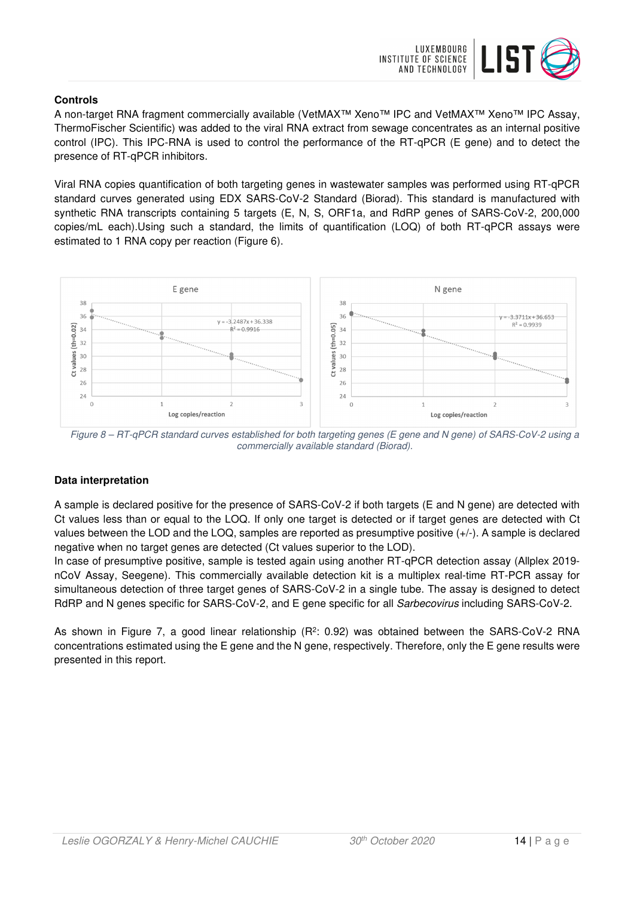## Controls

A non-target RNA fragment commercially available (VetMAX™ Xeno™ IPC and VetMAX™ Xeno™ IPC Assay, ThermoFischer Scientific) was added to the viral RNA extract from sewage concentrates as an internal positive control (IPC). This IPC-RNA is used to control the performance of the RT-qPCR (E gene) and to detect the presence of RT-qPCR inhibitors.

Viral RNA copies quantification of both targeting genes in wastewater samples was performed using RT-qPCR standard curves generated using EDX SARS-CoV-2 Standard (Biorad). This standard is manufactured with synthetic RNA transcripts containing 5 targets (E, N, S, ORF1a, and RdRP genes of SARS-CoV-2, 200,000 copies/mL each).Using such a standard, the limits of quantification (LOQ) of both RT-qPCR assays were estimated to 1 RNA copy per reaction (Figure 6).

*Figure 8 – RT-qPCR standard curves established for both targeting genes (E gene and N gene) of SARS-CoV-2 using a commercially available standard (Biorad).*

## Data interpretation

A sample is declared positive for the presence of SARS-CoV-2 if both targets (E and N gene) are detected with Ct values less than or equal to the LOQ. If only one target is detected or if target genes are detected with Ct values between the LOD and the LOQ, samples are reported as presumptive positive (+/-). A sample is declared negative when no target genes are detected (Ct values superior to the LOD).

In case of presumptive positive, sample is tested again using another RT-qPCR detection assay (Allplex 2019-nCoV Assay, Seegene). This commercially available detection kit is a multiplex real-time RT-PCR assay for simultaneous detection of three target genes of SARS-CoV-2 in a single tube. The assay is designed to detect RdRP and N genes specific for SARS-CoV-2, and E gene specific for all *Sarbecovirus* including SARS-CoV-2.

As shown in Figure 7, a good linear relationship ($R^2$: 0.92) was obtained between the SARS-CoV-2 RNA concentrations estimated using the E gene and the N gene, respectively. Therefore, only the E gene results were presented in this report.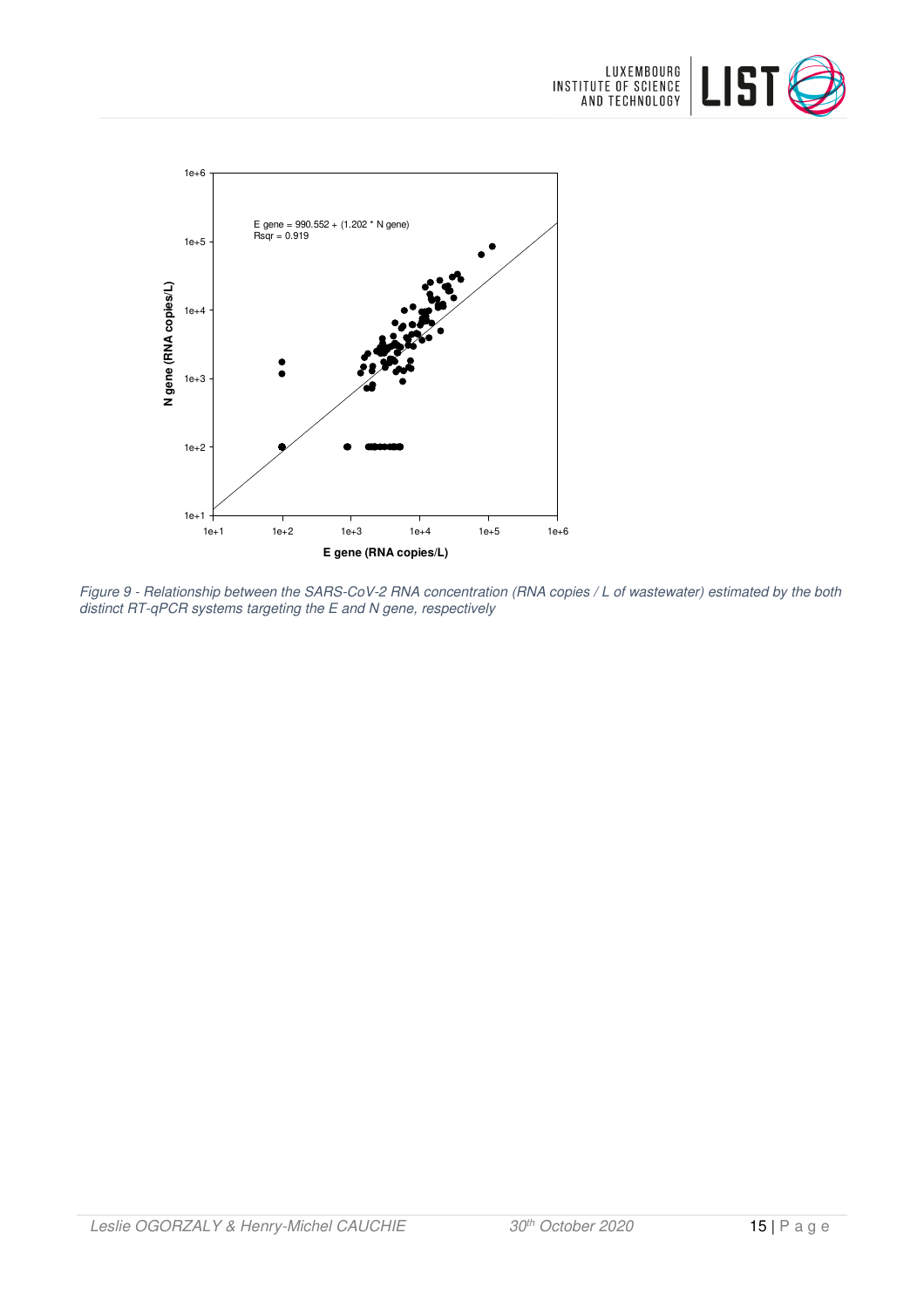E gene = 990.552 + (1.202 * N gene)
Rsqr = 0.919

N gene (RNA copies/L)

1e+6
1e+5
1e+4
1e+3
1e+2
1e+1

1e+1 1e+2 1e+3 1e+4 1e+5 1e+6

E gene (RNA copies/L)

*Figure 9 - Relationship between the SARS-CoV-2 RNA concentration (RNA copies / L of wastewater) estimated by the both distinct RT-qPCR systems targeting the E and N gene, respectively*